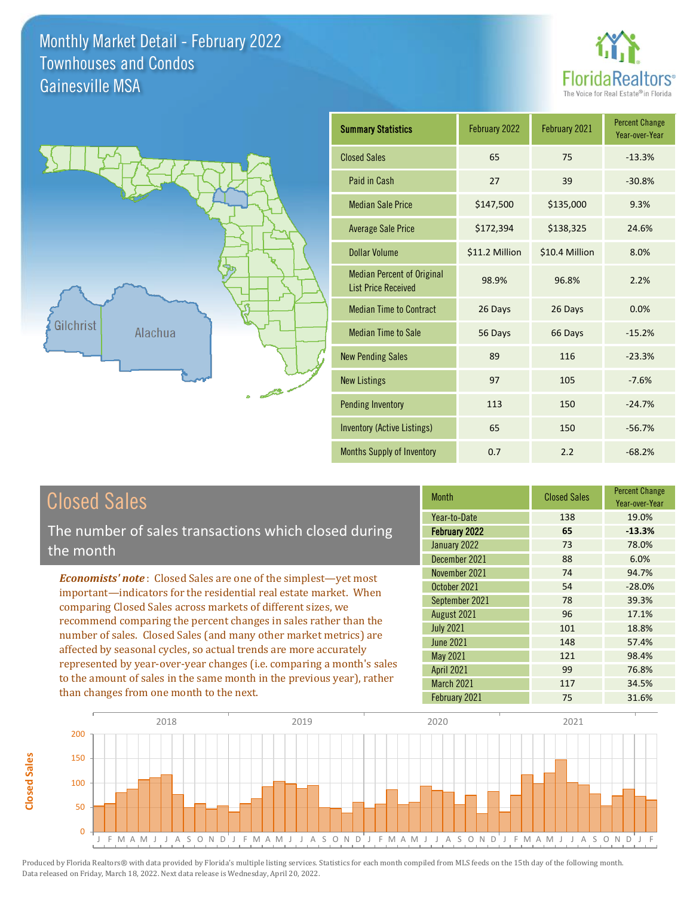# Monthly Market Detail - February 2022
## Townhouses and Condos
## Gainesville MSA

FloridaRealtors® The Voice for Real Estate® in Florida

Gilchrist Alachua

| Summary Statistics | February 2022 | February 2021 | Percent Change Year-over-Year |
|---|---|---|---|
| Closed Sales | 65 | 75 | -13.3% |
| Paid in Cash | 27 | 39 | -30.8% |
| Median Sale Price | $147,500 | $135,000 | 9.3% |
| Average Sale Price | $172,394 | $138,325 | 24.6% |
| Dollar Volume | $11.2 Million | $10.4 Million | 8.0% |
| Median Percent of Original List Price Received | 98.9% | 96.8% | 2.2% |
| Median Time to Contract | 26 Days | 26 Days | 0.0% |
| Median Time to Sale | 56 Days | 66 Days | -15.2% |
| New Pending Sales | 89 | 116 | -23.3% |
| New Listings | 97 | 105 | -7.6% |
| Pending Inventory | 113 | 150 | -24.7% |
| Inventory (Active Listings) | 65 | 150 | -56.7% |
| Months Supply of Inventory | 0.7 | 2.2 | -68.2% |

## Closed Sales

The number of sales transactions which closed during the month

***Economists' note***: Closed Sales are one of the simplest—yet most important—indicators for the residential real estate market. When comparing Closed Sales across markets of different sizes, we recommend comparing the percent changes in sales rather than the number of sales. Closed Sales (and many other market metrics) are affected by seasonal cycles, so actual trends are more accurately represented by year-over-year changes (i.e. comparing a month's sales to the amount of sales in the same month in the previous year), rather than changes from one month to the next.

| Month | Closed Sales | Percent Change Year-over-Year |
|---|---|---|
| Year-to-Date | 138 | 19.0% |
| **February 2022** | **65** | **-13.3%** |
| January 2022 | 73 | 78.0% |
| December 2021 | 88 | 6.0% |
| November 2021 | 74 | 94.7% |
| October 2021 | 54 | -28.0% |
| September 2021 | 78 | 39.3% |
| August 2021 | 96 | 17.1% |
| July 2021 | 101 | 18.8% |
| June 2021 | 148 | 57.4% |
| May 2021 | 121 | 98.4% |
| April 2021 | 99 | 76.8% |
| March 2021 | 117 | 34.5% |
| February 2021 | 75 | 31.6% |

Produced by Florida Realtors® with data provided by Florida's multiple listing services. Statistics for each month compiled from MLS feeds on the 15th day of the following month. Data released on Friday, March 18, 2022. Next data release is Wednesday, April 20, 2022.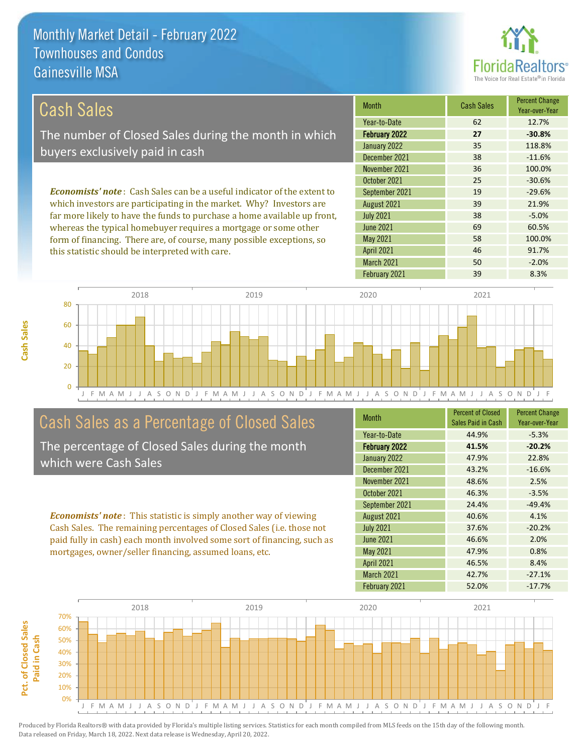# Monthly Market Detail - February 2022
## Townhouses and Condos
## Gainesville MSA

## Cash Sales

The number of Closed Sales during the month in which buyers exclusively paid in cash

*Economists' note*: Cash Sales can be a useful indicator of the extent to which investors are participating in the market. Why? Investors are far more likely to have the funds to purchase a home available up front, whereas the typical homebuyer requires a mortgage or some other form of financing. There are, of course, many possible exceptions, so this statistic should be interpreted with care.

| Month | Cash Sales | Percent Change Year-over-Year |
|---|---|---|
| Year-to-Date | 62 | 12.7% |
| **February 2022** | **27** | **-30.8%** |
| January 2022 | 35 | 118.8% |
| December 2021 | 38 | -11.6% |
| November 2021 | 36 | 100.0% |
| October 2021 | 25 | -30.6% |
| September 2021 | 19 | -29.6% |
| August 2021 | 39 | 21.9% |
| July 2021 | 38 | -5.0% |
| June 2021 | 69 | 60.5% |
| May 2021 | 58 | 100.0% |
| April 2021 | 46 | 91.7% |
| March 2021 | 50 | -2.0% |
| February 2021 | 39 | 8.3% |

## Cash Sales as a Percentage of Closed Sales

The percentage of Closed Sales during the month which were Cash Sales

*Economists' note*: This statistic is simply another way of viewing Cash Sales. The remaining percentages of Closed Sales (i.e. those not paid fully in cash) each month involved some sort of financing, such as mortgages, owner/seller financing, assumed loans, etc.

| Month | Percent of Closed Sales Paid in Cash | Percent Change Year-over-Year |
|---|---|---|
| Year-to-Date | 44.9% | -5.3% |
| **February 2022** | **41.5%** | **-20.2%** |
| January 2022 | 47.9% | 22.8% |
| December 2021 | 43.2% | -16.6% |
| November 2021 | 48.6% | 2.5% |
| October 2021 | 46.3% | -3.5% |
| September 2021 | 24.4% | -49.4% |
| August 2021 | 40.6% | 4.1% |
| July 2021 | 37.6% | -20.2% |
| June 2021 | 46.6% | 2.0% |
| May 2021 | 47.9% | 0.8% |
| April 2021 | 46.5% | 8.4% |
| March 2021 | 42.7% | -27.1% |
| February 2021 | 52.0% | -17.7% |

Produced by Florida Realtors® with data provided by Florida's multiple listing services. Statistics for each month compiled from MLS feeds on the 15th day of the following month. Data released on Friday, March 18, 2022. Next data release is Wednesday, April 20, 2022.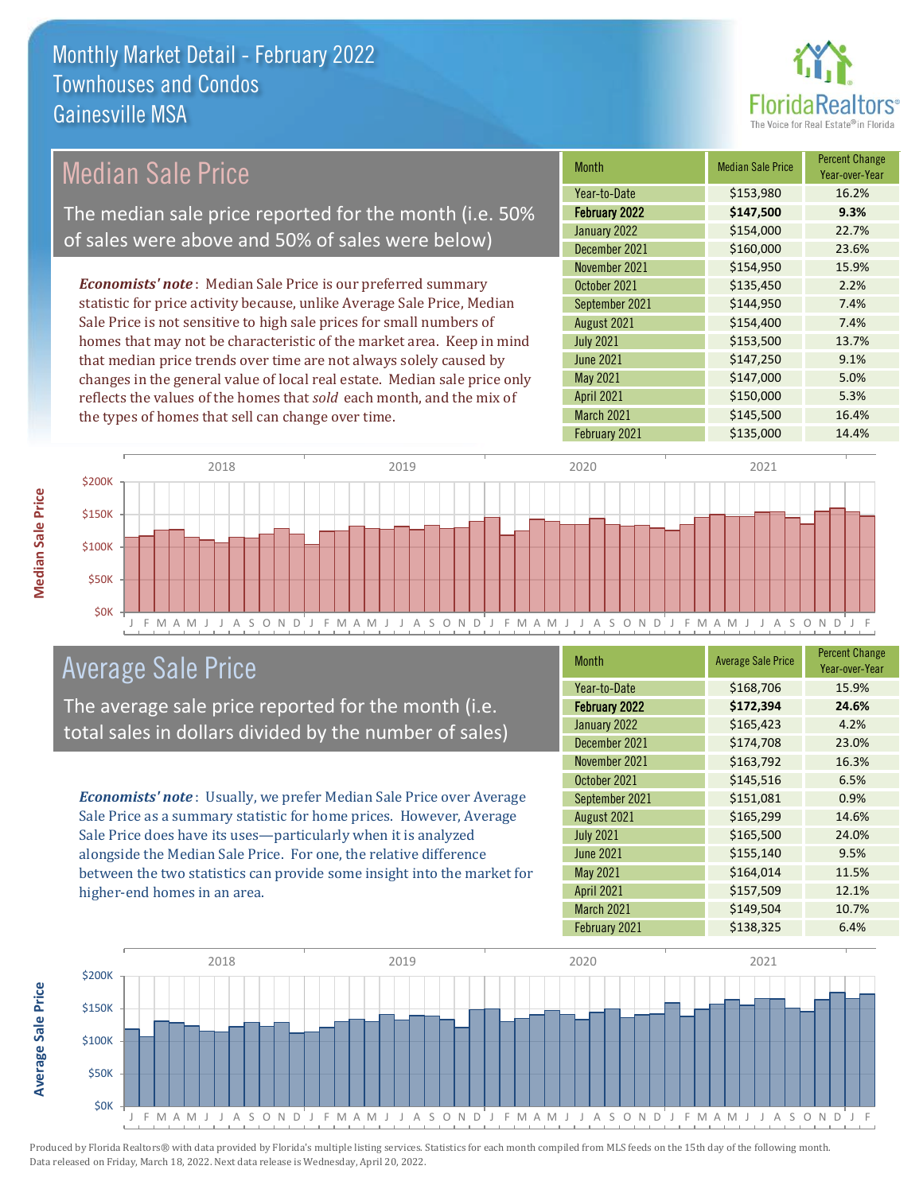# Monthly Market Detail - February 2022
## Townhouses and Condos
## Gainesville MSA

## Median Sale Price

The median sale price reported for the month (i.e. 50% of sales were above and 50% of sales were below)

***Economists' note***: Median Sale Price is our preferred summary statistic for price activity because, unlike Average Sale Price, Median Sale Price is not sensitive to high sale prices for small numbers of homes that may not be characteristic of the market area. Keep in mind that median price trends over time are not always solely caused by changes in the general value of local real estate. Median sale price only reflects the values of the homes that *sold* each month, and the mix of the types of homes that sell can change over time.

| Month | Median Sale Price | Percent Change Year-over-Year |
|---|---|---|
| Year-to-Date | $153,980 | 16.2% |
| **February 2022** | **$147,500** | **9.3%** |
| January 2022 | $154,000 | 22.7% |
| December 2021 | $160,000 | 23.6% |
| November 2021 | $154,950 | 15.9% |
| October 2021 | $135,450 | 2.2% |
| September 2021 | $144,950 | 7.4% |
| August 2021 | $154,400 | 7.4% |
| July 2021 | $153,500 | 13.7% |
| June 2021 | $147,250 | 9.1% |
| May 2021 | $147,000 | 5.0% |
| April 2021 | $150,000 | 5.3% |
| March 2021 | $145,500 | 16.4% |
| February 2021 | $135,000 | 14.4% |

## Average Sale Price

The average sale price reported for the month (i.e. total sales in dollars divided by the number of sales)

***Economists' note***: Usually, we prefer Median Sale Price over Average Sale Price as a summary statistic for home prices. However, Average Sale Price does have its uses—particularly when it is analyzed alongside the Median Sale Price. For one, the relative difference between the two statistics can provide some insight into the market for higher-end homes in an area.

| Month | Average Sale Price | Percent Change Year-over-Year |
|---|---|---|
| Year-to-Date | $168,706 | 15.9% |
| **February 2022** | **$172,394** | **24.6%** |
| January 2022 | $165,423 | 4.2% |
| December 2021 | $174,708 | 23.0% |
| November 2021 | $163,792 | 16.3% |
| October 2021 | $145,516 | 6.5% |
| September 2021 | $151,081 | 0.9% |
| August 2021 | $165,299 | 14.6% |
| July 2021 | $165,500 | 24.0% |
| June 2021 | $155,140 | 9.5% |
| May 2021 | $164,014 | 11.5% |
| April 2021 | $157,509 | 12.1% |
| March 2021 | $149,504 | 10.7% |
| February 2021 | $138,325 | 6.4% |

Produced by Florida Realtors® with data provided by Florida's multiple listing services. Statistics for each month compiled from MLS feeds on the 15th day of the following month. Data released on Friday, March 18, 2022. Next data release is Wednesday, April 20, 2022.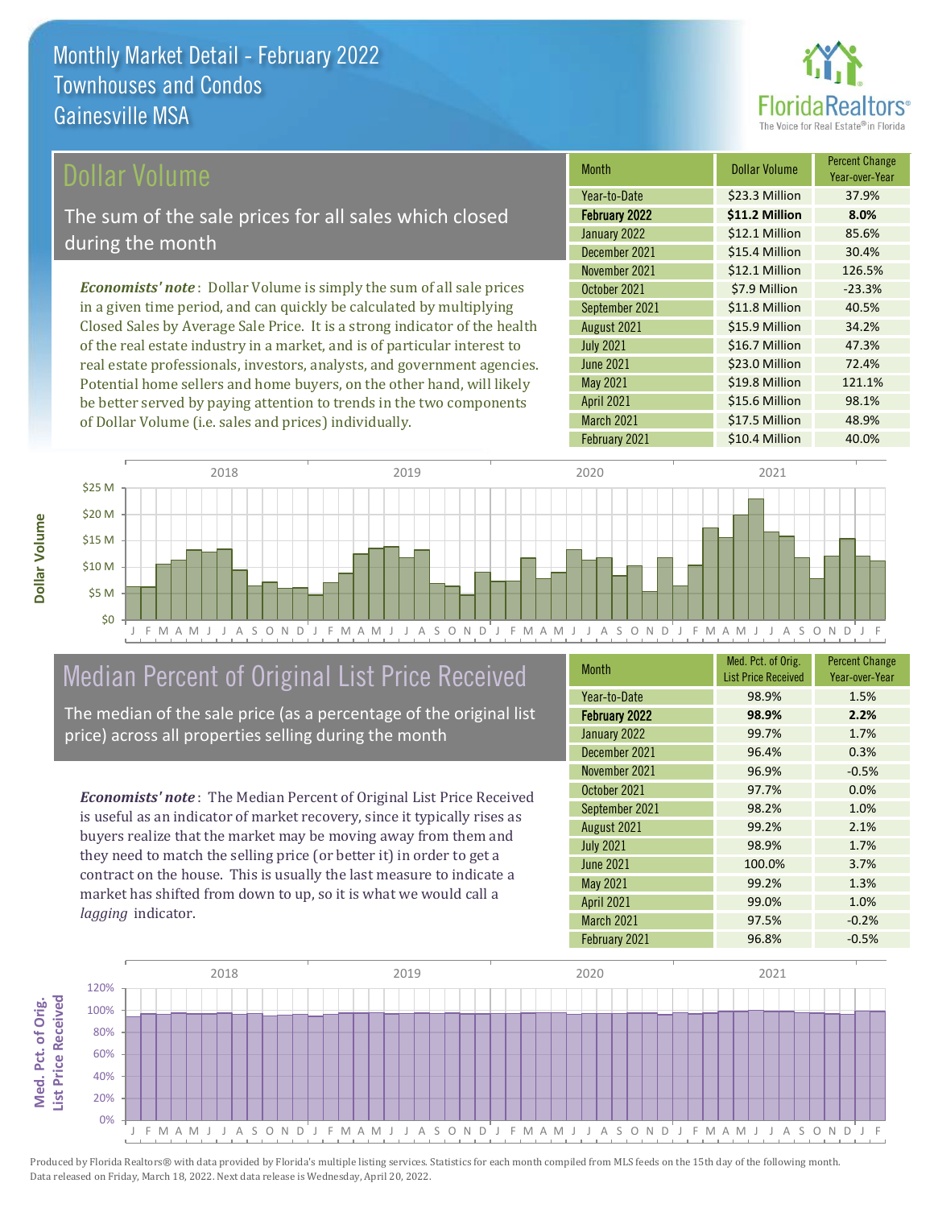# Monthly Market Detail - February 2022
## Townhouses and Condos
## Gainesville MSA

## Dollar Volume

The sum of the sale prices for all sales which closed during the month

*Economists' note*: Dollar Volume is simply the sum of all sale prices in a given time period, and can quickly be calculated by multiplying Closed Sales by Average Sale Price. It is a strong indicator of the health of the real estate industry in a market, and is of particular interest to real estate professionals, investors, analysts, and government agencies. Potential home sellers and home buyers, on the other hand, will likely be better served by paying attention to trends in the two components of Dollar Volume (i.e. sales and prices) individually.

| Month | Dollar Volume | Percent Change Year-over-Year |
|---|---|---|
| Year-to-Date | $23.3 Million | 37.9% |
| **February 2022** | **$11.2 Million** | **8.0%** |
| January 2022 | $12.1 Million | 85.6% |
| December 2021 | $15.4 Million | 30.4% |
| November 2021 | $12.1 Million | 126.5% |
| October 2021 | $7.9 Million | -23.3% |
| September 2021 | $11.8 Million | 40.5% |
| August 2021 | $15.9 Million | 34.2% |
| July 2021 | $16.7 Million | 47.3% |
| June 2021 | $23.0 Million | 72.4% |
| May 2021 | $19.8 Million | 121.1% |
| April 2021 | $15.6 Million | 98.1% |
| March 2021 | $17.5 Million | 48.9% |
| February 2021 | $10.4 Million | 40.0% |

## Median Percent of Original List Price Received

The median of the sale price (as a percentage of the original list price) across all properties selling during the month

*Economists' note*: The Median Percent of Original List Price Received is useful as an indicator of market recovery, since it typically rises as buyers realize that the market may be moving away from them and they need to match the selling price (or better it) in order to get a contract on the house. This is usually the last measure to indicate a market has shifted from down to up, so it is what we would call a *lagging* indicator.

| Month | Med. Pct. of Orig. List Price Received | Percent Change Year-over-Year |
|---|---|---|
| Year-to-Date | 98.9% | 1.5% |
| **February 2022** | **98.9%** | **2.2%** |
| January 2022 | 99.7% | 1.7% |
| December 2021 | 96.4% | 0.3% |
| November 2021 | 96.9% | -0.5% |
| October 2021 | 97.7% | 0.0% |
| September 2021 | 98.2% | 1.0% |
| August 2021 | 99.2% | 2.1% |
| July 2021 | 98.9% | 1.7% |
| June 2021 | 100.0% | 3.7% |
| May 2021 | 99.2% | 1.3% |
| April 2021 | 99.0% | 1.0% |
| March 2021 | 97.5% | -0.2% |
| February 2021 | 96.8% | -0.5% |

Produced by Florida Realtors® with data provided by Florida's multiple listing services. Statistics for each month compiled from MLS feeds on the 15th day of the following month. Data released on Friday, March 18, 2022. Next data release is Wednesday, April 20, 2022.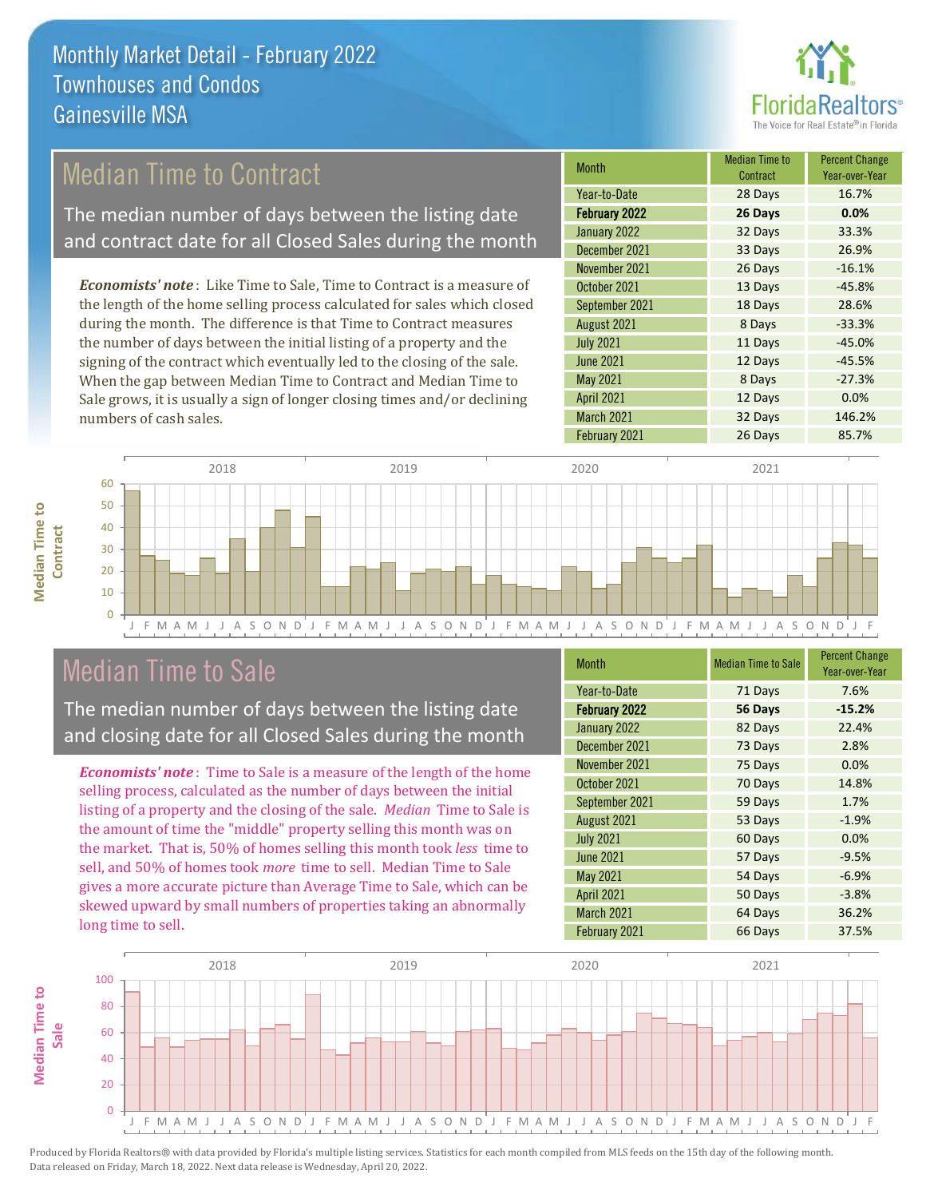# Monthly Market Detail - February 2022
## Townhouses and Condos
## Gainesville MSA

## Median Time to Contract

The median number of days between the listing date and contract date for all Closed Sales during the month

*Economists' note*: Like Time to Sale, Time to Contract is a measure of the length of the home selling process calculated for sales which closed during the month. The difference is that Time to Contract measures the number of days between the initial listing of a property and the signing of the contract which eventually led to the closing of the sale. When the gap between Median Time to Contract and Median Time to Sale grows, it is usually a sign of longer closing times and/or declining numbers of cash sales.

| Month | Median Time to Contract | Percent Change Year-over-Year |
|---|---|---|
| Year-to-Date | 28 Days | 16.7% |
| **February 2022** | **26 Days** | **0.0%** |
| January 2022 | 32 Days | 33.3% |
| December 2021 | 33 Days | 26.9% |
| November 2021 | 26 Days | -16.1% |
| October 2021 | 13 Days | -45.8% |
| September 2021 | 18 Days | 28.6% |
| August 2021 | 8 Days | -33.3% |
| July 2021 | 11 Days | -45.0% |
| June 2021 | 12 Days | -45.5% |
| May 2021 | 8 Days | -27.3% |
| April 2021 | 12 Days | 0.0% |
| March 2021 | 32 Days | 146.2% |
| February 2021 | 26 Days | 85.7% |

## Median Time to Sale

The median number of days between the listing date and closing date for all Closed Sales during the month

*Economists' note*: Time to Sale is a measure of the length of the home selling process, calculated as the number of days between the initial listing of a property and the closing of the sale. *Median* Time to Sale is the amount of time the "middle" property selling this month was on the market. That is, 50% of homes selling this month took *less* time to sell, and 50% of homes took *more* time to sell. Median Time to Sale gives a more accurate picture than Average Time to Sale, which can be skewed upward by small numbers of properties taking an abnormally long time to sell.

| Month | Median Time to Sale | Percent Change Year-over-Year |
|---|---|---|
| Year-to-Date | 71 Days | 7.6% |
| **February 2022** | **56 Days** | **-15.2%** |
| January 2022 | 82 Days | 22.4% |
| December 2021 | 73 Days | 2.8% |
| November 2021 | 75 Days | 0.0% |
| October 2021 | 70 Days | 14.8% |
| September 2021 | 59 Days | 1.7% |
| August 2021 | 53 Days | -1.9% |
| July 2021 | 60 Days | 0.0% |
| June 2021 | 57 Days | -9.5% |
| May 2021 | 54 Days | -6.9% |
| April 2021 | 50 Days | -3.8% |
| March 2021 | 64 Days | 36.2% |
| February 2021 | 66 Days | 37.5% |

Produced by Florida Realtors® with data provided by Florida's multiple listing services. Statistics for each month compiled from MLS feeds on the 15th day of the following month. Data released on Friday, March 18, 2022. Next data release is Wednesday, April 20, 2022.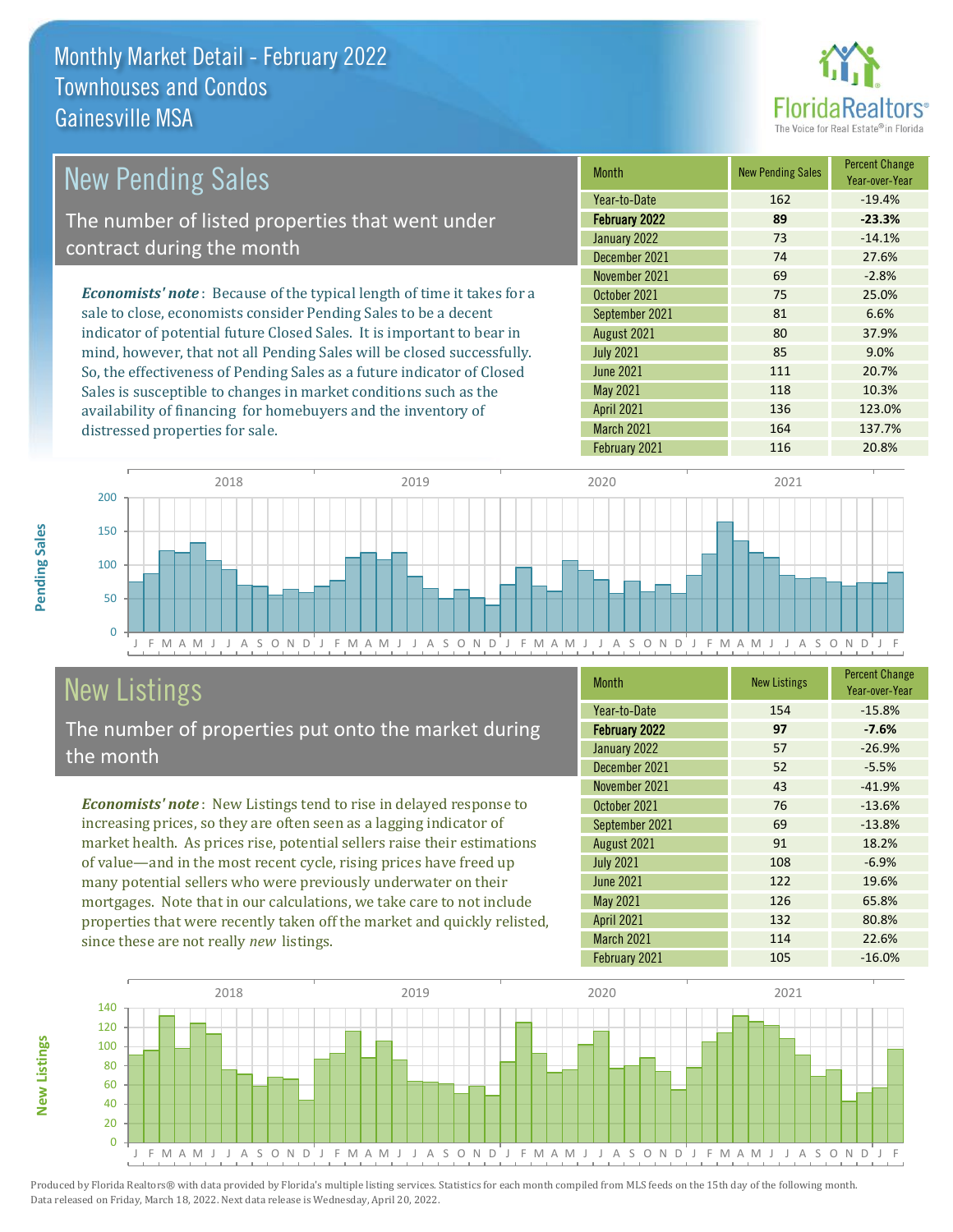# Monthly Market Detail - February 2022
## Townhouses and Condos
## Gainesville MSA

## New Pending Sales

The number of listed properties that went under contract during the month

***Economists' note***: Because of the typical length of time it takes for a sale to close, economists consider Pending Sales to be a decent indicator of potential future Closed Sales. It is important to bear in mind, however, that not all Pending Sales will be closed successfully. So, the effectiveness of Pending Sales as a future indicator of Closed Sales is susceptible to changes in market conditions such as the availability of financing for homebuyers and the inventory of distressed properties for sale.

| Month | New Pending Sales | Percent Change Year-over-Year |
|---|---|---|
| Year-to-Date | 162 | -19.4% |
| **February 2022** | **89** | **-23.3%** |
| January 2022 | 73 | -14.1% |
| December 2021 | 74 | 27.6% |
| November 2021 | 69 | -2.8% |
| October 2021 | 75 | 25.0% |
| September 2021 | 81 | 6.6% |
| August 2021 | 80 | 37.9% |
| July 2021 | 85 | 9.0% |
| June 2021 | 111 | 20.7% |
| May 2021 | 118 | 10.3% |
| April 2021 | 136 | 123.0% |
| March 2021 | 164 | 137.7% |
| February 2021 | 116 | 20.8% |

## New Listings

The number of properties put onto the market during the month

***Economists' note***: New Listings tend to rise in delayed response to increasing prices, so they are often seen as a lagging indicator of market health. As prices rise, potential sellers raise their estimations of value—and in the most recent cycle, rising prices have freed up many potential sellers who were previously underwater on their mortgages. Note that in our calculations, we take care to not include properties that were recently taken off the market and quickly relisted, since these are not really *new* listings.

| Month | New Listings | Percent Change Year-over-Year |
|---|---|---|
| Year-to-Date | 154 | -15.8% |
| **February 2022** | **97** | **-7.6%** |
| January 2022 | 57 | -26.9% |
| December 2021 | 52 | -5.5% |
| November 2021 | 43 | -41.9% |
| October 2021 | 76 | -13.6% |
| September 2021 | 69 | -13.8% |
| August 2021 | 91 | 18.2% |
| July 2021 | 108 | -6.9% |
| June 2021 | 122 | 19.6% |
| May 2021 | 126 | 65.8% |
| April 2021 | 132 | 80.8% |
| March 2021 | 114 | 22.6% |
| February 2021 | 105 | -16.0% |

Produced by Florida Realtors® with data provided by Florida's multiple listing services. Statistics for each month compiled from MLS feeds on the 15th day of the following month. Data released on Friday, March 18, 2022. Next data release is Wednesday, April 20, 2022.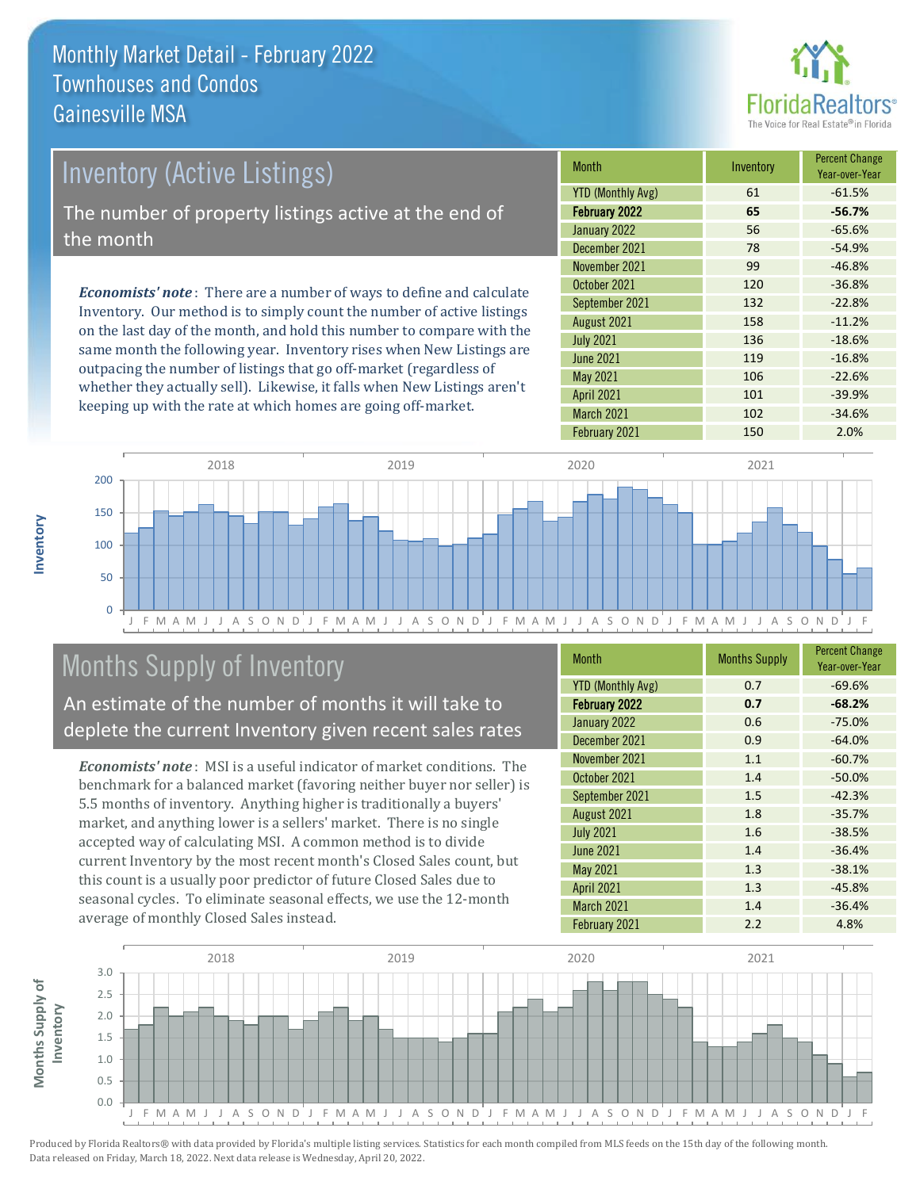# Monthly Market Detail - February 2022
## Townhouses and Condos
## Gainesville MSA

## Inventory (Active Listings)

The number of property listings active at the end of the month

***Economists' note***: There are a number of ways to define and calculate Inventory. Our method is to simply count the number of active listings on the last day of the month, and hold this number to compare with the same month the following year. Inventory rises when New Listings are outpacing the number of listings that go off-market (regardless of whether they actually sell). Likewise, it falls when New Listings aren't keeping up with the rate at which homes are going off-market.

| Month | Inventory | Percent Change Year-over-Year |
|---|---|---|
| YTD (Monthly Avg) | 61 | -61.5% |
| **February 2022** | **65** | **-56.7%** |
| January 2022 | 56 | -65.6% |
| December 2021 | 78 | -54.9% |
| November 2021 | 99 | -46.8% |
| October 2021 | 120 | -36.8% |
| September 2021 | 132 | -22.8% |
| August 2021 | 158 | -11.2% |
| July 2021 | 136 | -18.6% |
| June 2021 | 119 | -16.8% |
| May 2021 | 106 | -22.6% |
| April 2021 | 101 | -39.9% |
| March 2021 | 102 | -34.6% |
| February 2021 | 150 | 2.0% |

## Months Supply of Inventory

An estimate of the number of months it will take to deplete the current Inventory given recent sales rates

***Economists' note***: MSI is a useful indicator of market conditions. The benchmark for a balanced market (favoring neither buyer nor seller) is 5.5 months of inventory. Anything higher is traditionally a buyers' market, and anything lower is a sellers' market. There is no single accepted way of calculating MSI. A common method is to divide current Inventory by the most recent month's Closed Sales count, but this count is a usually poor predictor of future Closed Sales due to seasonal cycles. To eliminate seasonal effects, we use the 12-month average of monthly Closed Sales instead.

| Month | Months Supply | Percent Change Year-over-Year |
|---|---|---|
| YTD (Monthly Avg) | 0.7 | -69.6% |
| **February 2022** | **0.7** | **-68.2%** |
| January 2022 | 0.6 | -75.0% |
| December 2021 | 0.9 | -64.0% |
| November 2021 | 1.1 | -60.7% |
| October 2021 | 1.4 | -50.0% |
| September 2021 | 1.5 | -42.3% |
| August 2021 | 1.8 | -35.7% |
| July 2021 | 1.6 | -38.5% |
| June 2021 | 1.4 | -36.4% |
| May 2021 | 1.3 | -38.1% |
| April 2021 | 1.3 | -45.8% |
| March 2021 | 1.4 | -36.4% |
| February 2021 | 2.2 | 4.8% |

Produced by Florida Realtors® with data provided by Florida's multiple listing services. Statistics for each month compiled from MLS feeds on the 15th day of the following month. Data released on Friday, March 18, 2022. Next data release is Wednesday, April 20, 2022.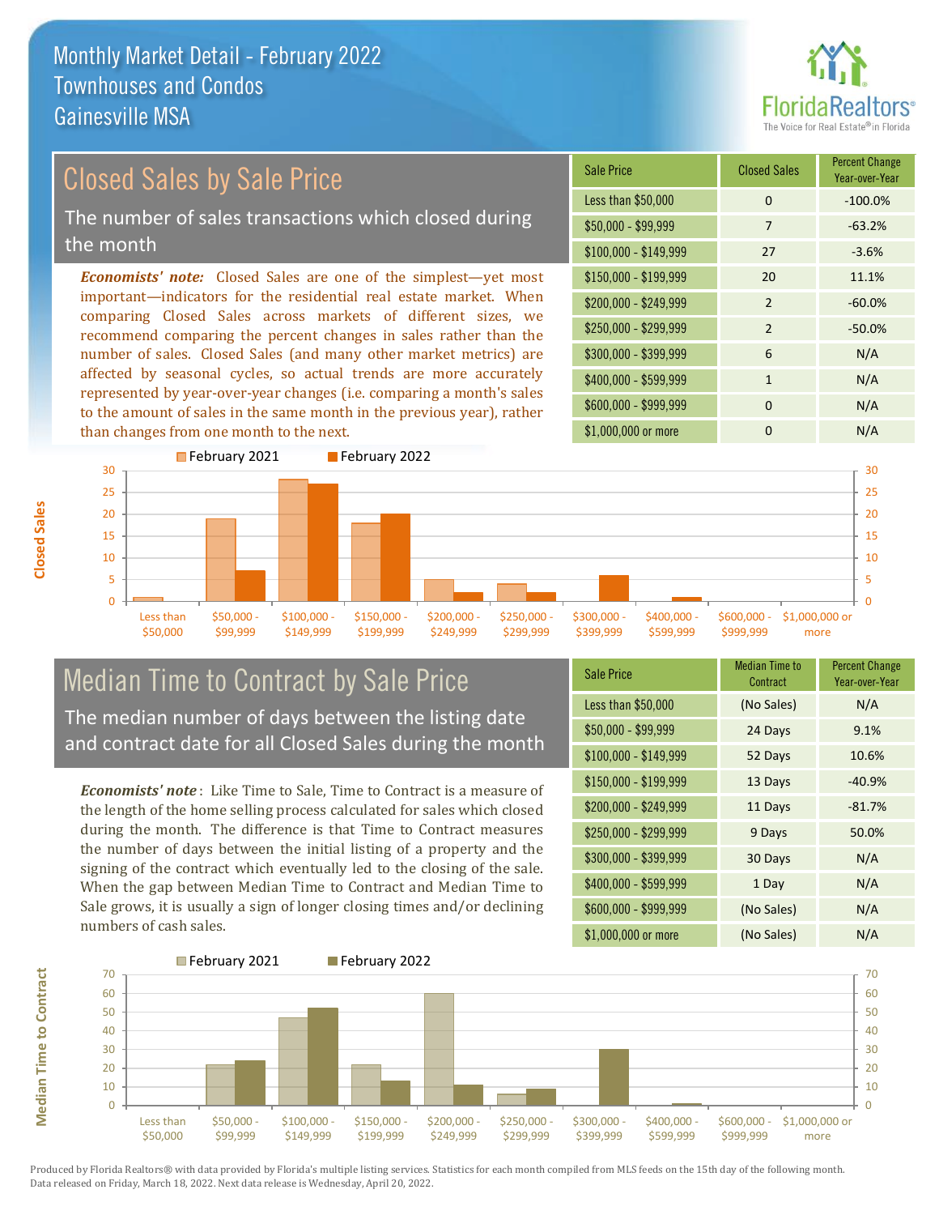# Monthly Market Detail - February 2022
## Townhouses and Condos
## Gainesville MSA

## Closed Sales by Sale Price

The number of sales transactions which closed during the month

***Economists' note:*** Closed Sales are one of the simplest—yet most important—indicators for the residential real estate market. When comparing Closed Sales across markets of different sizes, we recommend comparing the percent changes in sales rather than the number of sales. Closed Sales (and many other market metrics) are affected by seasonal cycles, so actual trends are more accurately represented by year-over-year changes (i.e. comparing a month's sales to the amount of sales in the same month in the previous year), rather than changes from one month to the next.

| Sale Price | Closed Sales | Percent Change Year-over-Year |
|---|---|---|
| Less than $50,000 | 0 | -100.0% |
| $50,000 - $99,999 | 7 | -63.2% |
| $100,000 - $149,999 | 27 | -3.6% |
| $150,000 - $199,999 | 20 | 11.1% |
| $200,000 - $249,999 | 2 | -60.0% |
| $250,000 - $299,999 | 2 | -50.0% |
| $300,000 - $399,999 | 6 | N/A |
| $400,000 - $599,999 | 1 | N/A |
| $600,000 - $999,999 | 0 | N/A |
| $1,000,000 or more | 0 | N/A |

## Median Time to Contract by Sale Price

The median number of days between the listing date and contract date for all Closed Sales during the month

***Economists' note***: Like Time to Sale, Time to Contract is a measure of the length of the home selling process calculated for sales which closed during the month. The difference is that Time to Contract measures the number of days between the initial listing of a property and the signing of the contract which eventually led to the closing of the sale. When the gap between Median Time to Contract and Median Time to Sale grows, it is usually a sign of longer closing times and/or declining numbers of cash sales.

| Sale Price | Median Time to Contract | Percent Change Year-over-Year |
|---|---|---|
| Less than $50,000 | (No Sales) | N/A |
| $50,000 - $99,999 | 24 Days | 9.1% |
| $100,000 - $149,999 | 52 Days | 10.6% |
| $150,000 - $199,999 | 13 Days | -40.9% |
| $200,000 - $249,999 | 11 Days | -81.7% |
| $250,000 - $299,999 | 9 Days | 50.0% |
| $300,000 - $399,999 | 30 Days | N/A |
| $400,000 - $599,999 | 1 Day | N/A |
| $600,000 - $999,999 | (No Sales) | N/A |
| $1,000,000 or more | (No Sales) | N/A |

Produced by Florida Realtors® with data provided by Florida's multiple listing services. Statistics for each month compiled from MLS feeds on the 15th day of the following month. Data released on Friday, March 18, 2022. Next data release is Wednesday, April 20, 2022.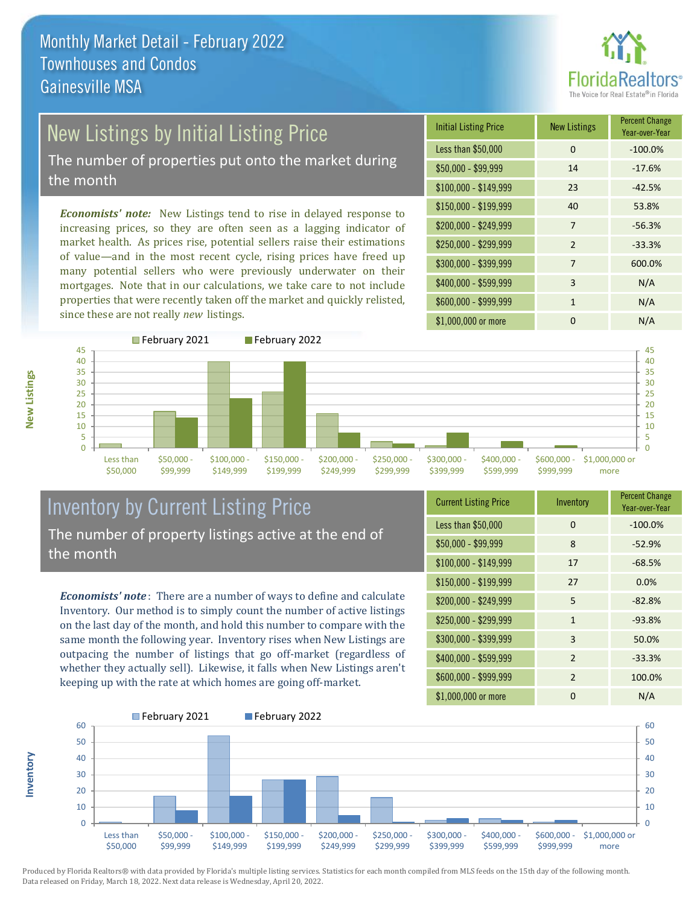# Monthly Market Detail - February 2022
## Townhouses and Condos
## Gainesville MSA

## New Listings by Initial Listing Price

The number of properties put onto the market during the month

*Economists' note:* New Listings tend to rise in delayed response to increasing prices, so they are often seen as a lagging indicator of market health. As prices rise, potential sellers raise their estimations of value—and in the most recent cycle, rising prices have freed up many potential sellers who were previously underwater on their mortgages. Note that in our calculations, we take care to not include properties that were recently taken off the market and quickly relisted, since these are not really *new* listings.

| Initial Listing Price | New Listings | Percent Change Year-over-Year |
|---|---|---|
| Less than $50,000 | 0 | -100.0% |
| $50,000 - $99,999 | 14 | -17.6% |
| $100,000 - $149,999 | 23 | -42.5% |
| $150,000 - $199,999 | 40 | 53.8% |
| $200,000 - $249,999 | 7 | -56.3% |
| $250,000 - $299,999 | 2 | -33.3% |
| $300,000 - $399,999 | 7 | 600.0% |
| $400,000 - $599,999 | 3 | N/A |
| $600,000 - $999,999 | 1 | N/A |
| $1,000,000 or more | 0 | N/A |

## Inventory by Current Listing Price

The number of property listings active at the end of the month

*Economists' note*: There are a number of ways to define and calculate Inventory. Our method is to simply count the number of active listings on the last day of the month, and hold this number to compare with the same month the following year. Inventory rises when New Listings are outpacing the number of listings that go off-market (regardless of whether they actually sell). Likewise, it falls when New Listings aren't keeping up with the rate at which homes are going off-market.

| Current Listing Price | Inventory | Percent Change Year-over-Year |
|---|---|---|
| Less than $50,000 | 0 | -100.0% |
| $50,000 - $99,999 | 8 | -52.9% |
| $100,000 - $149,999 | 17 | -68.5% |
| $150,000 - $199,999 | 27 | 0.0% |
| $200,000 - $249,999 | 5 | -82.8% |
| $250,000 - $299,999 | 1 | -93.8% |
| $300,000 - $399,999 | 3 | 50.0% |
| $400,000 - $599,999 | 2 | -33.3% |
| $600,000 - $999,999 | 2 | 100.0% |
| $1,000,000 or more | 0 | N/A |

Produced by Florida Realtors® with data provided by Florida's multiple listing services. Statistics for each month compiled from MLS feeds on the 15th day of the following month. Data released on Friday, March 18, 2022. Next data release is Wednesday, April 20, 2022.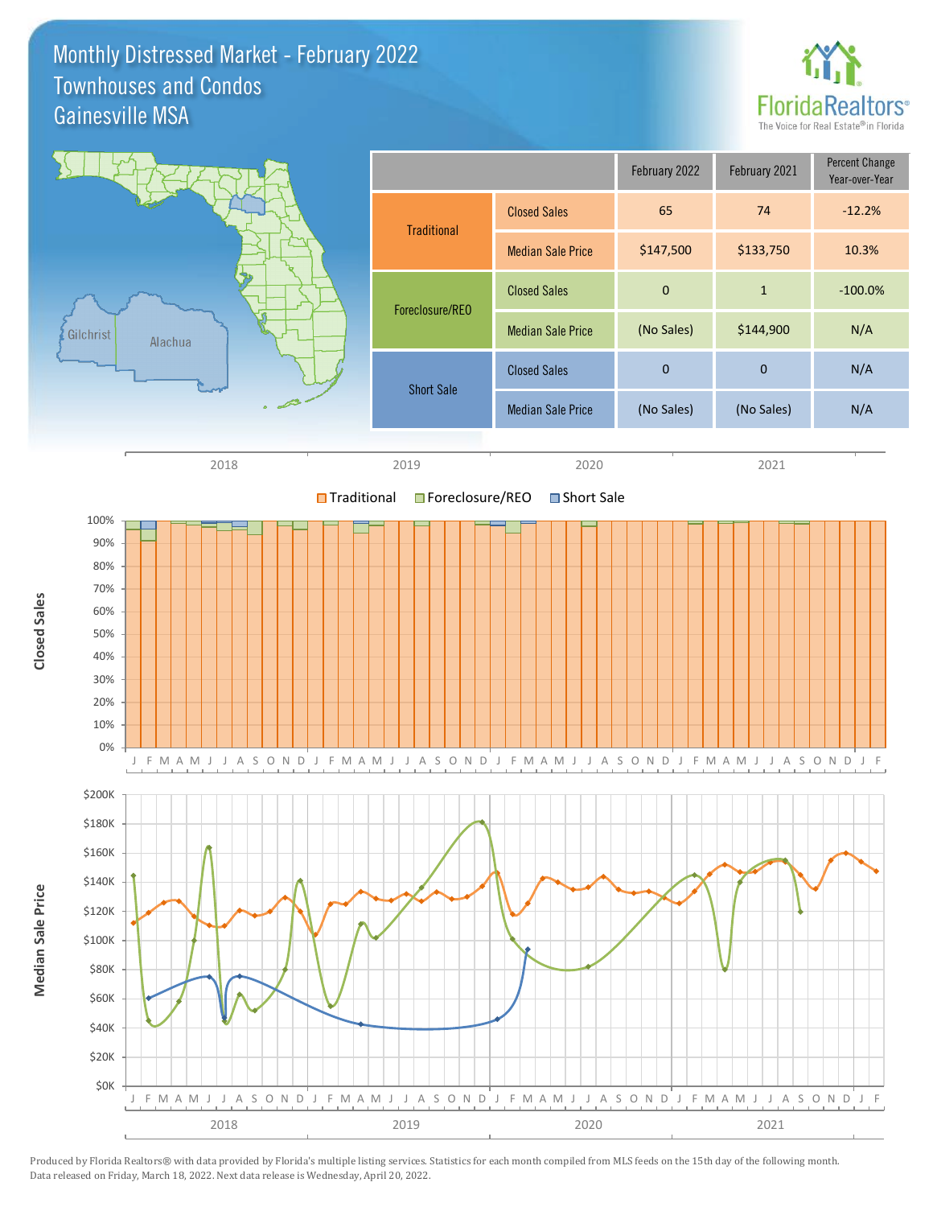# Monthly Distressed Market - February 2022
## Townhouses and Condos
## Gainesville MSA

FloridaRealtors
The Voice for Real Estate® in Florida

Gilchrist
Alachua

| | | February 2022 | February 2021 | Percent Change Year-over-Year |
|---|---|---|---|---|
| Traditional | Closed Sales | 65 | 74 | -12.2% |
| | Median Sale Price | $147,500 | $133,750 | 10.3% |
| Foreclosure/REO | Closed Sales | 0 | 1 | -100.0% |
| | Median Sale Price | (No Sales) | $144,900 | N/A |
| Short Sale | Closed Sales | 0 | 0 | N/A |
| | Median Sale Price | (No Sales) | (No Sales) | N/A |

2018 2019 2020 2021

Traditional Foreclosure/REO Short Sale

Closed Sales

100% 90% 80% 70% 60% 50% 40% 30% 20% 10% 0%

J F M A M J J A S O N D J F M A M J J A S O N D J F M A M J J A S O N D J F M A M J J A S O N D J F

Median Sale Price

$200K $180K $160K $140K $120K $100K $80K $60K $40K $20K $0K

J F M A M J J A S O N D J F M A M J J A S O N D J F M A M J J A S O N D J F M A M J J A S O N D J F

2018 2019 2020 2021

Produced by Florida Realtors® with data provided by Florida's multiple listing services. Statistics for each month compiled from MLS feeds on the 15th day of the following month. Data released on Friday, March 18, 2022. Next data release is Wednesday, April 20, 2022.